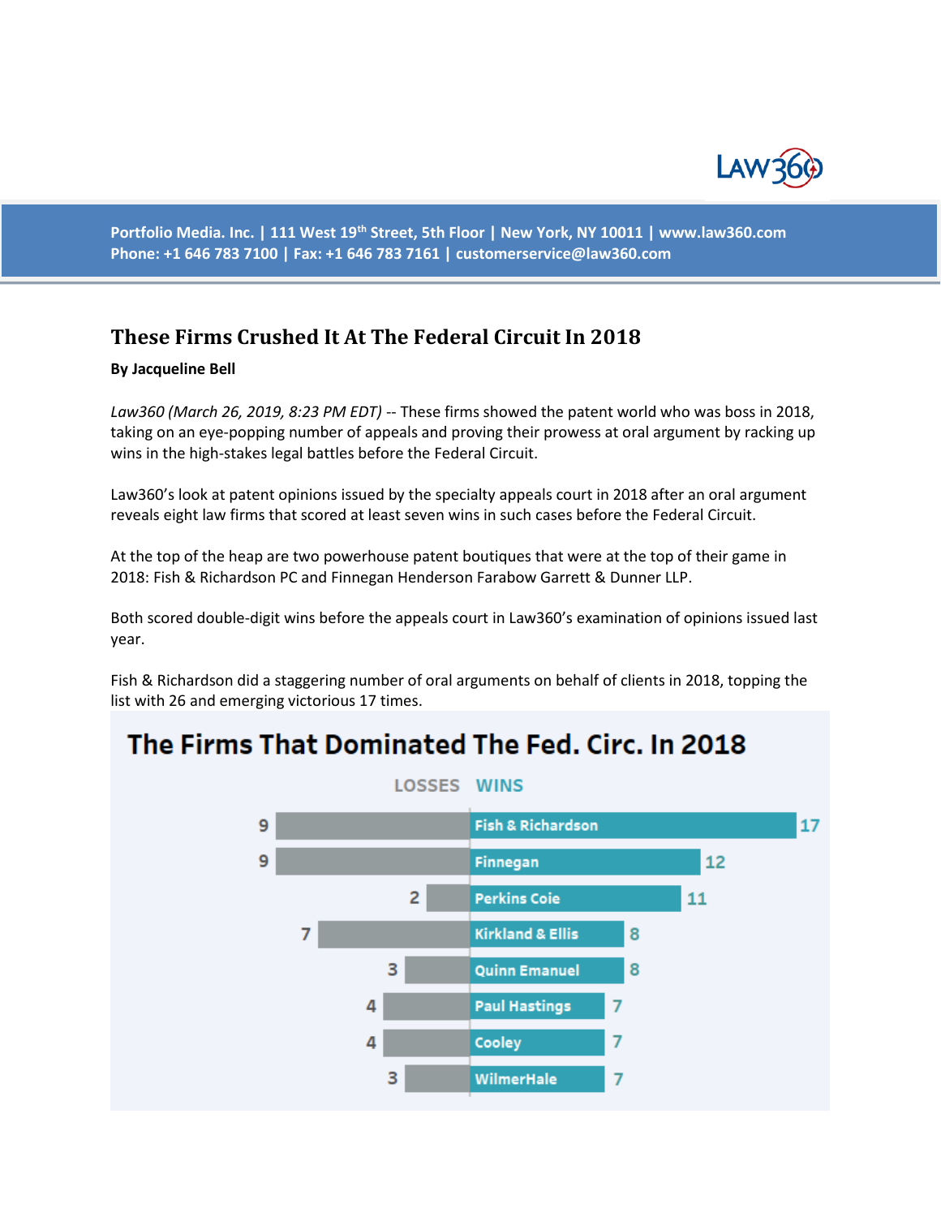Portfolio Media. Inc. | 111 West 19th Street, 5th Floor | New York, NY 10011 | www.law360.com
Phone: +1 646 783 7100 | Fax: +1 646 783 7161 | customerservice@law360.com

# These Firms Crushed It At The Federal Circuit In 2018

**By Jacqueline Bell**

*Law360 (March 26, 2019, 8:23 PM EDT)* -- These firms showed the patent world who was boss in 2018, taking on an eye-popping number of appeals and proving their prowess at oral argument by racking up wins in the high-stakes legal battles before the Federal Circuit.

Law360's look at patent opinions issued by the specialty appeals court in 2018 after an oral argument reveals eight law firms that scored at least seven wins in such cases before the Federal Circuit.

At the top of the heap are two powerhouse patent boutiques that were at the top of their game in 2018: Fish & Richardson PC and Finnegan Henderson Farabow Garrett & Dunner LLP.

Both scored double-digit wins before the appeals court in Law360's examination of opinions issued last year.

Fish & Richardson did a staggering number of oral arguments on behalf of clients in 2018, topping the list with 26 and emerging victorious 17 times.

## The Firms That Dominated The Fed. Circ. In 2018

| LOSSES | Firm | WINS |
|---|---|---|
| 9 | Fish & Richardson | 17 |
| 9 | Finnegan | 12 |
| 2 | Perkins Coie | 11 |
| 7 | Kirkland & Ellis | 8 |
| 3 | Quinn Emanuel | 8 |
| 4 | Paul Hastings | 7 |
| 4 | Cooley | 7 |
| 3 | WilmerHale | 7 |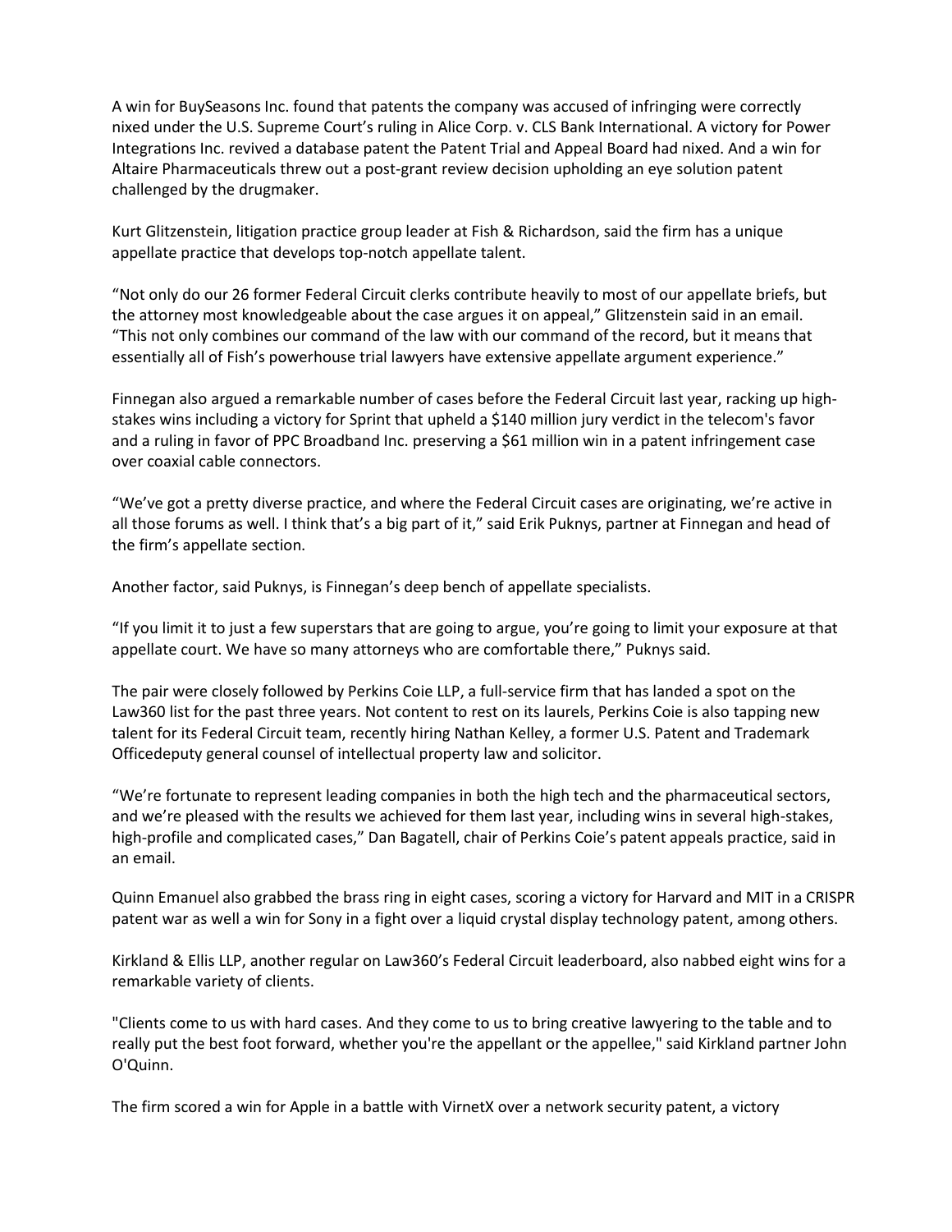A win for BuySeasons Inc. found that patents the company was accused of infringing were correctly nixed under the U.S. Supreme Court's ruling in Alice Corp. v. CLS Bank International. A victory for Power Integrations Inc. revived a database patent the Patent Trial and Appeal Board had nixed. And a win for Altaire Pharmaceuticals threw out a post-grant review decision upholding an eye solution patent challenged by the drugmaker.

Kurt Glitzenstein, litigation practice group leader at Fish & Richardson, said the firm has a unique appellate practice that develops top-notch appellate talent.

"Not only do our 26 former Federal Circuit clerks contribute heavily to most of our appellate briefs, but the attorney most knowledgeable about the case argues it on appeal," Glitzenstein said in an email. "This not only combines our command of the law with our command of the record, but it means that essentially all of Fish's powerhouse trial lawyers have extensive appellate argument experience."

Finnegan also argued a remarkable number of cases before the Federal Circuit last year, racking up high-stakes wins including a victory for Sprint that upheld a $140 million jury verdict in the telecom's favor and a ruling in favor of PPC Broadband Inc. preserving a $61 million win in a patent infringement case over coaxial cable connectors.

"We've got a pretty diverse practice, and where the Federal Circuit cases are originating, we're active in all those forums as well. I think that's a big part of it," said Erik Puknys, partner at Finnegan and head of the firm's appellate section.

Another factor, said Puknys, is Finnegan's deep bench of appellate specialists.

"If you limit it to just a few superstars that are going to argue, you're going to limit your exposure at that appellate court. We have so many attorneys who are comfortable there," Puknys said.

The pair were closely followed by Perkins Coie LLP, a full-service firm that has landed a spot on the Law360 list for the past three years. Not content to rest on its laurels, Perkins Coie is also tapping new talent for its Federal Circuit team, recently hiring Nathan Kelley, a former U.S. Patent and Trademark Officedeputy general counsel of intellectual property law and solicitor.

"We're fortunate to represent leading companies in both the high tech and the pharmaceutical sectors, and we're pleased with the results we achieved for them last year, including wins in several high-stakes, high-profile and complicated cases," Dan Bagatell, chair of Perkins Coie's patent appeals practice, said in an email.

Quinn Emanuel also grabbed the brass ring in eight cases, scoring a victory for Harvard and MIT in a CRISPR patent war as well a win for Sony in a fight over a liquid crystal display technology patent, among others.

Kirkland & Ellis LLP, another regular on Law360's Federal Circuit leaderboard, also nabbed eight wins for a remarkable variety of clients.

"Clients come to us with hard cases. And they come to us to bring creative lawyering to the table and to really put the best foot forward, whether you're the appellant or the appellee," said Kirkland partner John O'Quinn.

The firm scored a win for Apple in a battle with VirnetX over a network security patent, a victory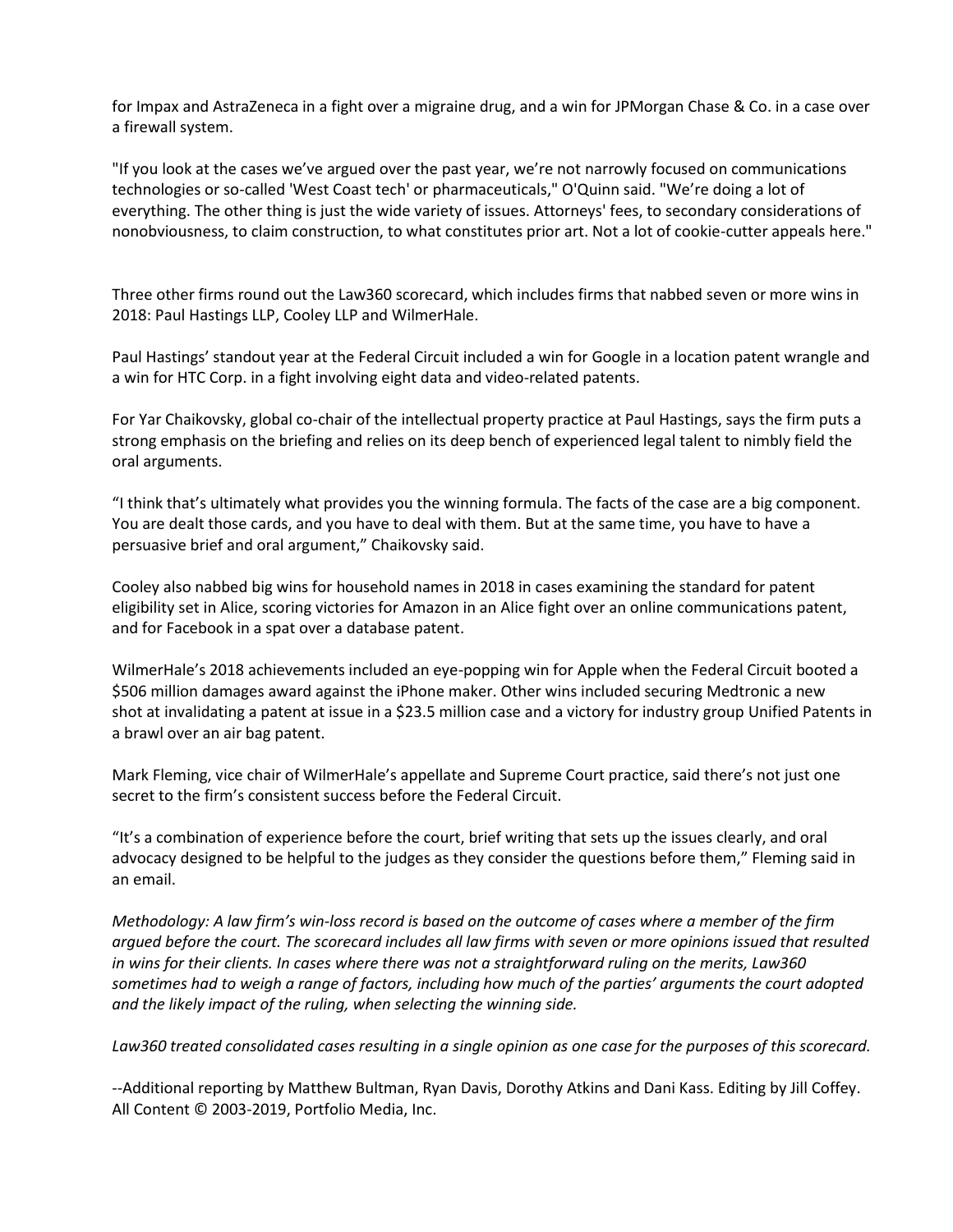for Impax and AstraZeneca in a fight over a migraine drug, and a win for JPMorgan Chase & Co. in a case over a firewall system.

"If you look at the cases we've argued over the past year, we're not narrowly focused on communications technologies or so-called 'West Coast tech' or pharmaceuticals," O'Quinn said. "We're doing a lot of everything. The other thing is just the wide variety of issues. Attorneys' fees, to secondary considerations of nonobviousness, to claim construction, to what constitutes prior art. Not a lot of cookie-cutter appeals here."

Three other firms round out the Law360 scorecard, which includes firms that nabbed seven or more wins in 2018: Paul Hastings LLP, Cooley LLP and WilmerHale.

Paul Hastings' standout year at the Federal Circuit included a win for Google in a location patent wrangle and a win for HTC Corp. in a fight involving eight data and video-related patents.

For Yar Chaikovsky, global co-chair of the intellectual property practice at Paul Hastings, says the firm puts a strong emphasis on the briefing and relies on its deep bench of experienced legal talent to nimbly field the oral arguments.

"I think that's ultimately what provides you the winning formula. The facts of the case are a big component. You are dealt those cards, and you have to deal with them. But at the same time, you have to have a persuasive brief and oral argument," Chaikovsky said.

Cooley also nabbed big wins for household names in 2018 in cases examining the standard for patent eligibility set in Alice, scoring victories for Amazon in an Alice fight over an online communications patent, and for Facebook in a spat over a database patent.

WilmerHale's 2018 achievements included an eye-popping win for Apple when the Federal Circuit booted a $506 million damages award against the iPhone maker. Other wins included securing Medtronic a new shot at invalidating a patent at issue in a $23.5 million case and a victory for industry group Unified Patents in a brawl over an air bag patent.

Mark Fleming, vice chair of WilmerHale's appellate and Supreme Court practice, said there's not just one secret to the firm's consistent success before the Federal Circuit.

"It's a combination of experience before the court, brief writing that sets up the issues clearly, and oral advocacy designed to be helpful to the judges as they consider the questions before them," Fleming said in an email.

*Methodology: A law firm's win-loss record is based on the outcome of cases where a member of the firm argued before the court. The scorecard includes all law firms with seven or more opinions issued that resulted in wins for their clients. In cases where there was not a straightforward ruling on the merits, Law360 sometimes had to weigh a range of factors, including how much of the parties' arguments the court adopted and the likely impact of the ruling, when selecting the winning side.*

*Law360 treated consolidated cases resulting in a single opinion as one case for the purposes of this scorecard.*

--Additional reporting by Matthew Bultman, Ryan Davis, Dorothy Atkins and Dani Kass. Editing by Jill Coffey.
All Content © 2003-2019, Portfolio Media, Inc.